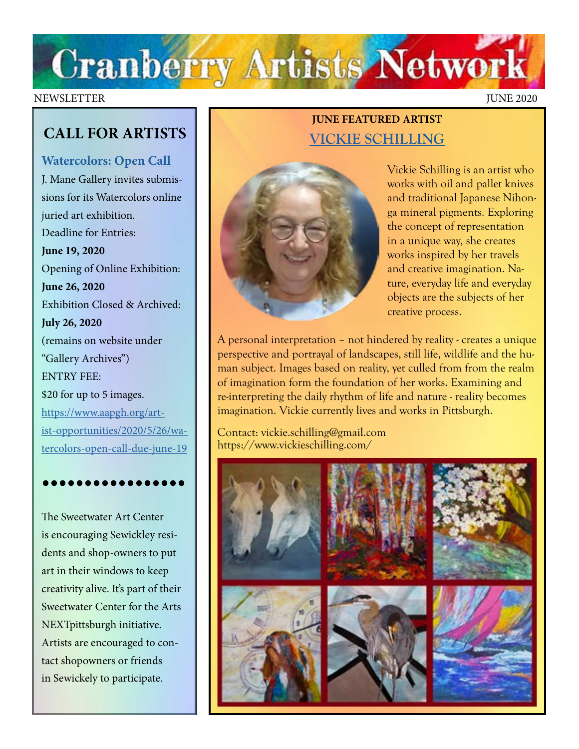# Cranberry Artists Network

NEWSLETTER JUNE 2020

## CALL FOR ARTISTS

### [Watercolors: Open Call]

J. Mane Gallery invites submissions for its Watercolors online juried art exhibition.

Deadline for Entries:
**June 19, 2020**

Opening of Online Exhibition:
**June 26, 2020**

Exhibition Closed & Archived:
**July 26, 2020**

(remains on website under "Gallery Archives")

ENTRY FEE:
$20 for up to 5 images.

https://www.aapgh.org/artist-opportunities/2020/5/26/watercolors-open-call-due-june-19

••••••••••••••••

The Sweetwater Art Center is encouraging Sewickley residents and shop-owners to put art in their windows to keep creativity alive. It's part of their Sweetwater Center for the Arts NEXTpittsburgh initiative. Artists are encouraged to contact shopowners or friends in Sewickely to participate.

## JUNE FEATURED ARTIST

### VICKIE SCHILLING

Vickie Schilling is an artist who works with oil and pallet knives and traditional Japanese Nihonga mineral pigments. Exploring the concept of representation in a unique way, she creates works inspired by her travels and creative imagination. Nature, everyday life and everyday objects are the subjects of her creative process.

A personal interpretation – not hindered by reality - creates a unique perspective and portrayal of landscapes, still life, wildlife and the human subject. Images based on reality, yet culled from from the realm of imagination form the foundation of her works. Examining and re-interpreting the daily rhythm of life and nature - reality becomes imagination. Vickie currently lives and works in Pittsburgh.

Contact: vickie.schilling@gmail.com
https://www.vickieschilling.com/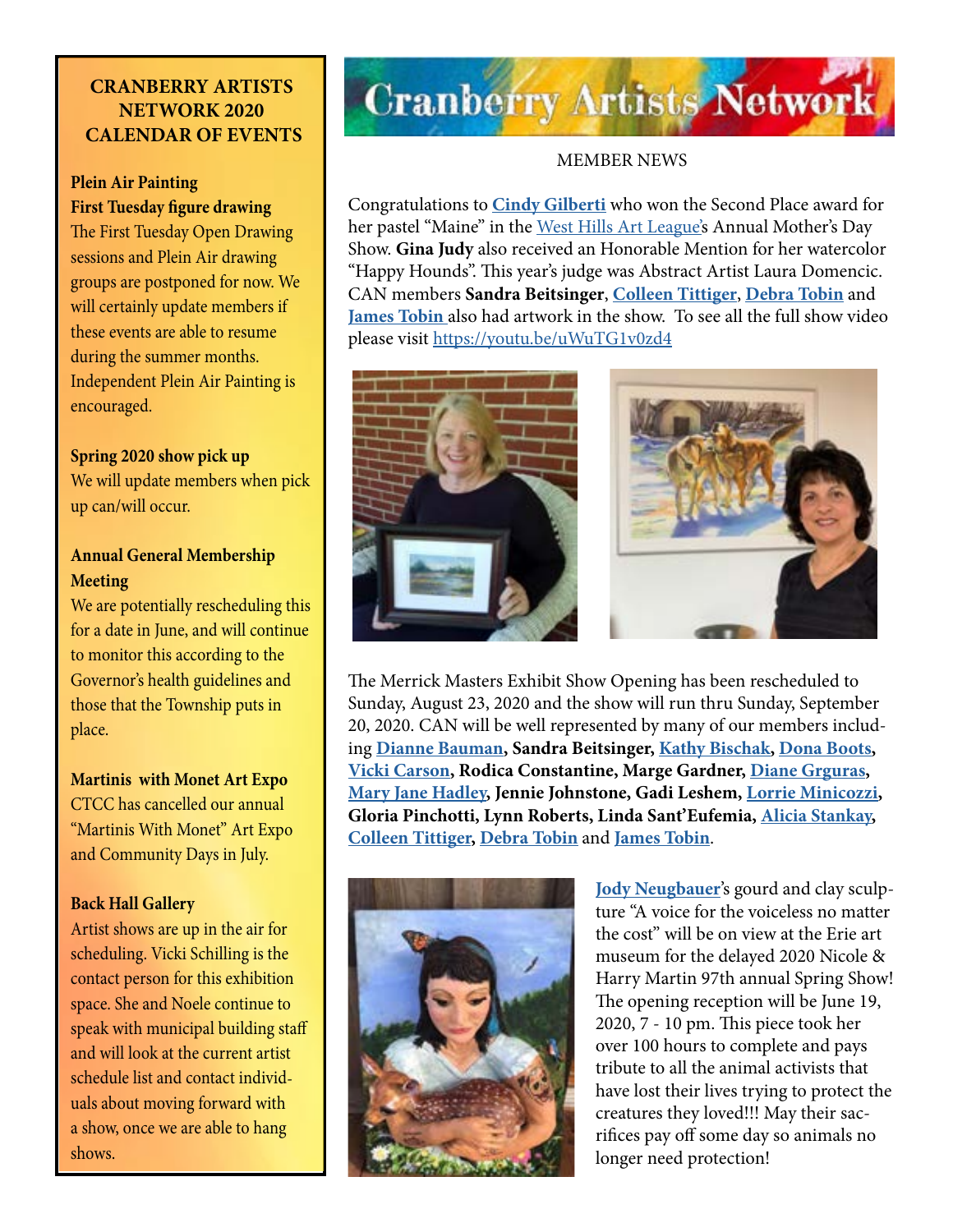# CRANBERRY ARTISTS NETWORK 2020 CALENDAR OF EVENTS

**Plein Air Painting**

**First Tuesday figure drawing**

The First Tuesday Open Drawing sessions and Plein Air drawing groups are postponed for now. We will certainly update members if these events are able to resume during the summer months. Independent Plein Air Painting is encouraged.

**Spring 2020 show pick up**

We will update members when pick up can/will occur.

**Annual General Membership Meeting**

We are potentially rescheduling this for a date in June, and will continue to monitor this according to the Governor's health guidelines and those that the Township puts in place.

**Martinis with Monet Art Expo**

CTCC has cancelled our annual "Martinis With Monet" Art Expo and Community Days in July.

**Back Hall Gallery**

Artist shows are up in the air for scheduling. Vicki Schilling is the contact person for this exhibition space. She and Noele continue to speak with municipal building staff and will look at the current artist schedule list and contact individuals about moving forward with a show, once we are able to hang shows.

# Cranberry Artists Network

## MEMBER NEWS

Congratulations to **Cindy Gilberti** who won the Second Place award for her pastel "Maine" in the West Hills Art League's Annual Mother's Day Show. **Gina Judy** also received an Honorable Mention for her watercolor "Happy Hounds". This year's judge was Abstract Artist Laura Domencic. CAN members **Sandra Beitsinger**, **Colleen Tittiger**, **Debra Tobin** and **James Tobin** also had artwork in the show. To see all the full show video please visit https://youtu.be/uWuTG1v0zd4

The Merrick Masters Exhibit Show Opening has been rescheduled to Sunday, August 23, 2020 and the show will run thru Sunday, September 20, 2020. CAN will be well represented by many of our members including **Dianne Bauman, Sandra Beitsinger, Kathy Bischak, Dona Boots, Vicki Carson, Rodica Constantine, Marge Gardner, Diane Grguras, Mary Jane Hadley, Jennie Johnstone, Gadi Leshem, Lorrie Minicozzi, Gloria Pinchotti, Lynn Roberts, Linda Sant'Eufemia, Alicia Stankay, Colleen Tittiger, Debra Tobin** and **James Tobin**.

**Jody Neugbauer**'s gourd and clay sculpture "A voice for the voiceless no matter the cost" will be on view at the Erie art museum for the delayed 2020 Nicole & Harry Martin 97th annual Spring Show! The opening reception will be June 19, 2020, 7 - 10 pm. This piece took her over 100 hours to complete and pays tribute to all the animal activists that have lost their lives trying to protect the creatures they loved!!! May their sacrifices pay off some day so animals no longer need protection!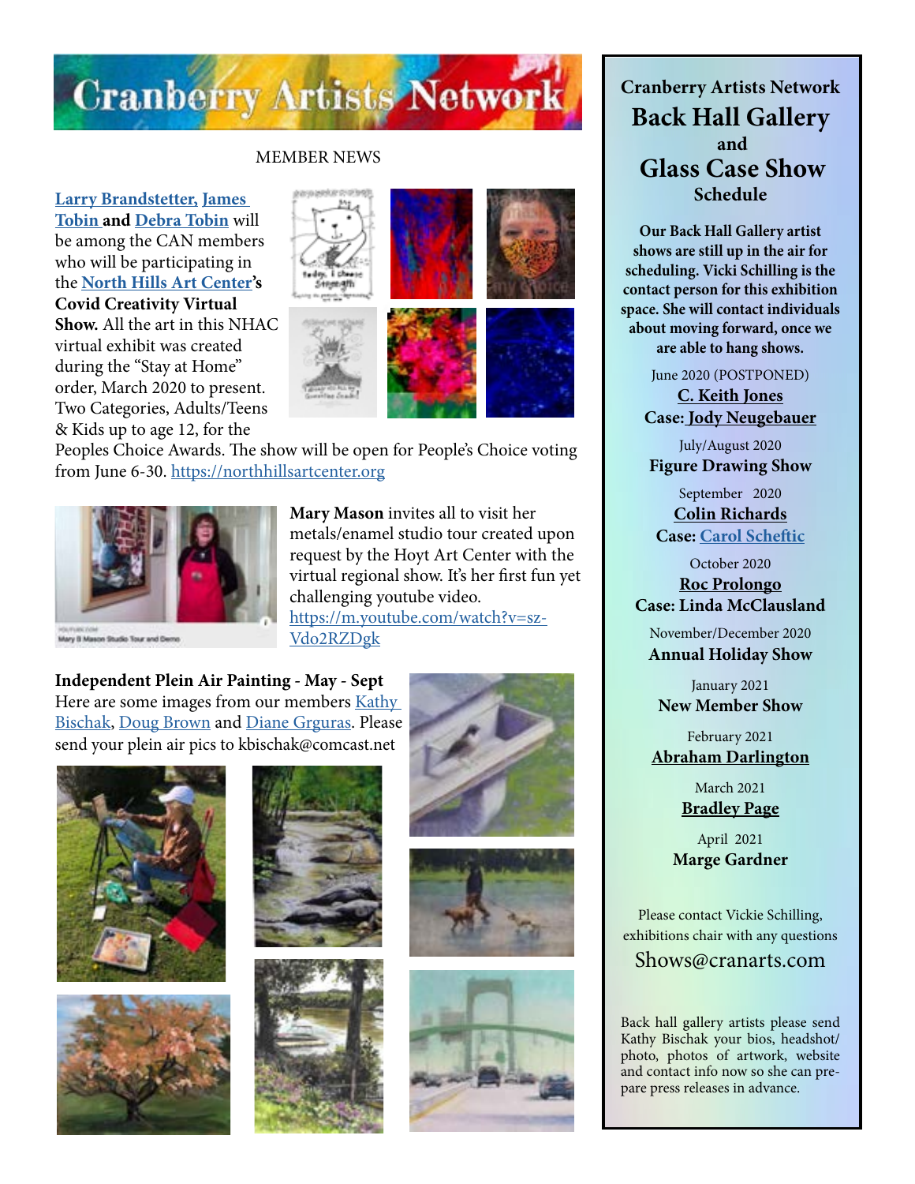# Cranberry Artists Network

MEMBER NEWS

**Larry Brandstetter, James Tobin and Debra Tobin** will be among the CAN members who will be participating in the **North Hills Art Center's Covid Creativity Virtual Show.** All the art in this NHAC virtual exhibit was created during the "Stay at Home" order, March 2020 to present. Two Categories, Adults/Teens & Kids up to age 12, for the Peoples Choice Awards. The show will be open for People's Choice voting from June 6-30. https://northhillsartcenter.org

**Mary Mason** invites all to visit her metals/enamel studio tour created upon request by the Hoyt Art Center with the virtual regional show. It's her first fun yet challenging youtube video. https://m.youtube.com/watch?v=sz-Vdo2RDgk

**Independent Plein Air Painting - May - Sept**
Here are some images from our members Kathy Bischak, Doug Brown and Diane Grguras. Please send your plein air pics to kbischak@comcast.net

## Cranberry Artists Network Back Hall Gallery and Glass Case Show Schedule

**Our Back Hall Gallery artist shows are still up in the air for scheduling. Vicki Schilling is the contact person for this exhibition space. She will contact individuals about moving forward, once we are able to hang shows.**

June 2020 (POSTPONED)
**C. Keith Jones**
**Case: Jody Neugebauer**

July/August 2020
**Figure Drawing Show**

September 2020
**Colin Richards**
**Case: Carol Scheftic**

October 2020
**Roc Prolongo**
**Case: Linda McClausland**

November/December 2020
**Annual Holiday Show**

January 2021
**New Member Show**

February 2021
**Abraham Darlington**

March 2021
**Bradley Page**

April 2021
**Marge Gardner**

Please contact Vickie Schilling, exhibitions chair with any questions
Shows@cranarts.com

Back hall gallery artists please send Kathy Bischak your bios, headshot/photo, photos of artwork, website and contact info now so she can prepare press releases in advance.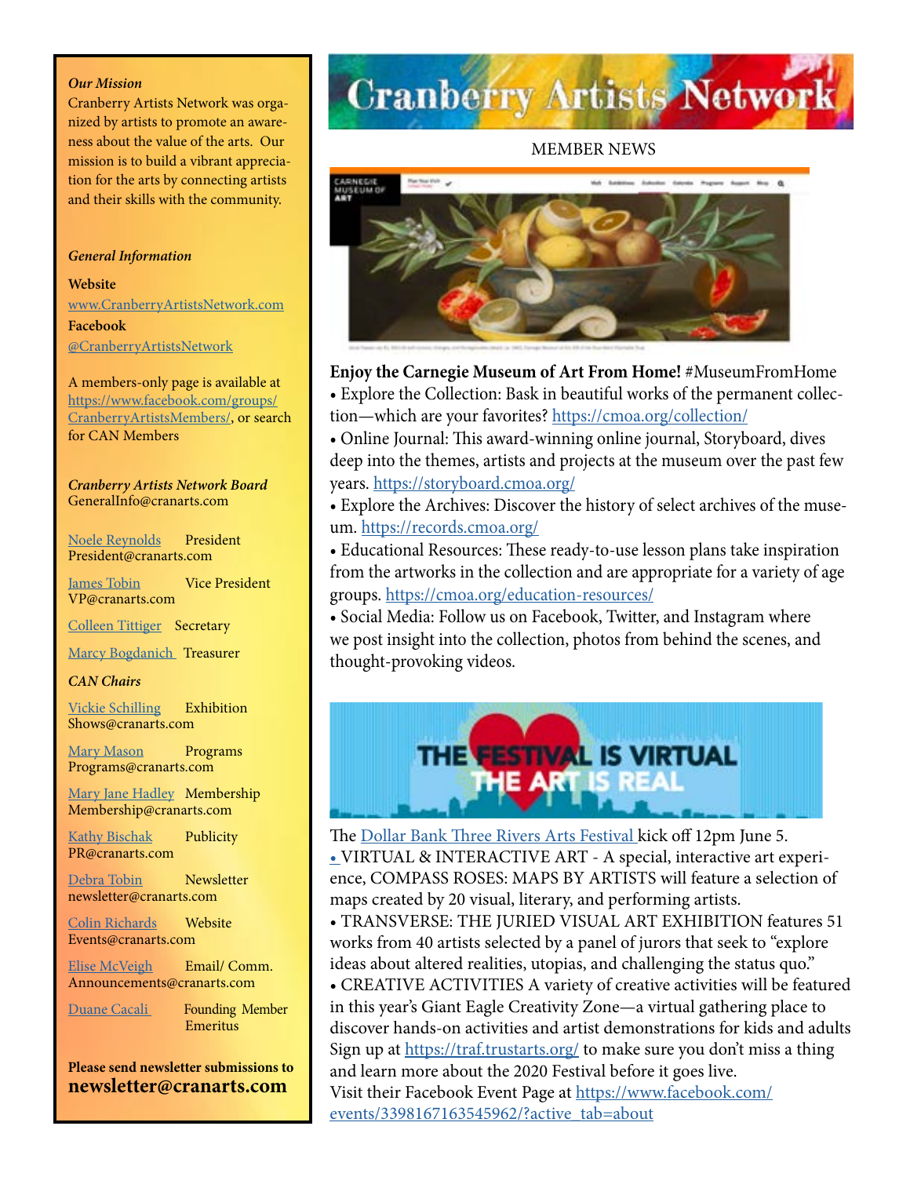*Our Mission*

Cranberry Artists Network was organized by artists to promote an awareness about the value of the arts. Our mission is to build a vibrant appreciation for the arts by connecting artists and their skills with the community.

*General Information*

**Website**
www.CranberryArtistsNetwork.com
**Facebook**
@CranberryArtistsNetwork

A members-only page is available at https://www.facebook.com/groups/CranberryArtistsMembers/, or search for CAN Members

*Cranberry Artists Network Board*
GeneralInfo@cranarts.com

Noele Reynolds President
President@cranarts.com

James Tobin Vice President
VP@cranarts.com

Colleen Tittiger Secretary

Marcy Bogdanich Treasurer

*CAN Chairs*

Vickie Schilling Exhibition
Shows@cranarts.com

Mary Mason Programs
Programs@cranarts.com

Mary Jane Hadley Membership
Membership@cranarts.com

Kathy Bischak Publicity
PR@cranarts.com

Debra Tobin Newsletter
newsletter@cranarts.com

Colin Richards Website
Events@cranarts.com

Elise McVeigh Email/ Comm.
Announcements@cranarts.com

Duane Cacali Founding Member Emeritus

**Please send newsletter submissions to newsletter@cranarts.com**

# Cranberry Artists Network

MEMBER NEWS

**Enjoy the Carnegie Museum of Art From Home!** #MuseumFromHome

• Explore the Collection: Bask in beautiful works of the permanent collection—which are your favorites? https://cmoa.org/collection/

• Online Journal: This award-winning online journal, Storyboard, dives deep into the themes, artists and projects at the museum over the past few years. https://storyboard.cmoa.org/

• Explore the Archives: Discover the history of select archives of the museum. https://records.cmoa.org/

• Educational Resources: These ready-to-use lesson plans take inspiration from the artworks in the collection and are appropriate for a variety of age groups. https://cmoa.org/education-resources/

• Social Media: Follow us on Facebook, Twitter, and Instagram where we post insight into the collection, photos from behind the scenes, and thought-provoking videos.

THE FESTIVAL IS VIRTUAL
THE ART IS REAL

The Dollar Bank Three Rivers Arts Festival kick off 12pm June 5.

• VIRTUAL & INTERACTIVE ART - A special, interactive art experience, COMPASS ROSES: MAPS BY ARTISTS will feature a selection of maps created by 20 visual, literary, and performing artists.

• TRANSVERSE: THE JURIED VISUAL ART EXHIBITION features 51 works from 40 artists selected by a panel of jurors that seek to "explore ideas about altered realities, utopias, and challenging the status quo."

• CREATIVE ACTIVITIES A variety of creative activities will be featured in this year's Giant Eagle Creativity Zone—a virtual gathering place to discover hands-on activities and artist demonstrations for kids and adults Sign up at https://traf.trustarts.org/ to make sure you don't miss a thing and learn more about the 2020 Festival before it goes live.

Visit their Facebook Event Page at https://www.facebook.com/events/3398167163545962/?active_tab=about